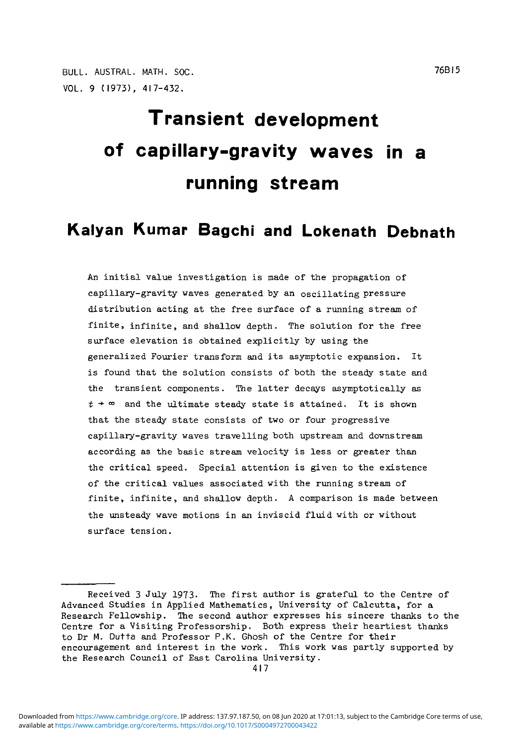BULL. AUSTRAL. MATH. SOC.
VOL. 9 (1973), 417-432.

76B15

# Transient development of capillary-gravity waves in a running stream

## Kalyan Kumar Bagchi and Lokenath Debnath

An initial value investigation is made of the propagation of capillary-gravity waves generated by an oscillating pressure distribution acting at the free surface of a running stream of finite, infinite, and shallow depth. The solution for the free surface elevation is obtained explicitly by using the generalized Fourier transform and its asymptotic expansion. It is found that the solution consists of both the steady state and the transient components. The latter decays asymptotically as $t \to \infty$ and the ultimate steady state is attained. It is shown that the steady state consists of two or four progressive capillary-gravity waves travelling both upstream and downstream according as the basic stream velocity is less or greater than the critical speed. Special attention is given to the existence of the critical values associated with the running stream of finite, infinite, and shallow depth. A comparison is made between the unsteady wave motions in an inviscid fluid with or without surface tension.

---

Received 3 July 1973. The first author is grateful to the Centre of Advanced Studies in Applied Mathematics, University of Calcutta, for a Research Fellowship. The second author expresses his sincere thanks to the Centre for a Visiting Professorship. Both express their heartiest thanks to Dr M. Dutta and Professor P.K. Ghosh of the Centre for their encouragement and interest in the work. This work was partly supported by the Research Council of East Carolina University.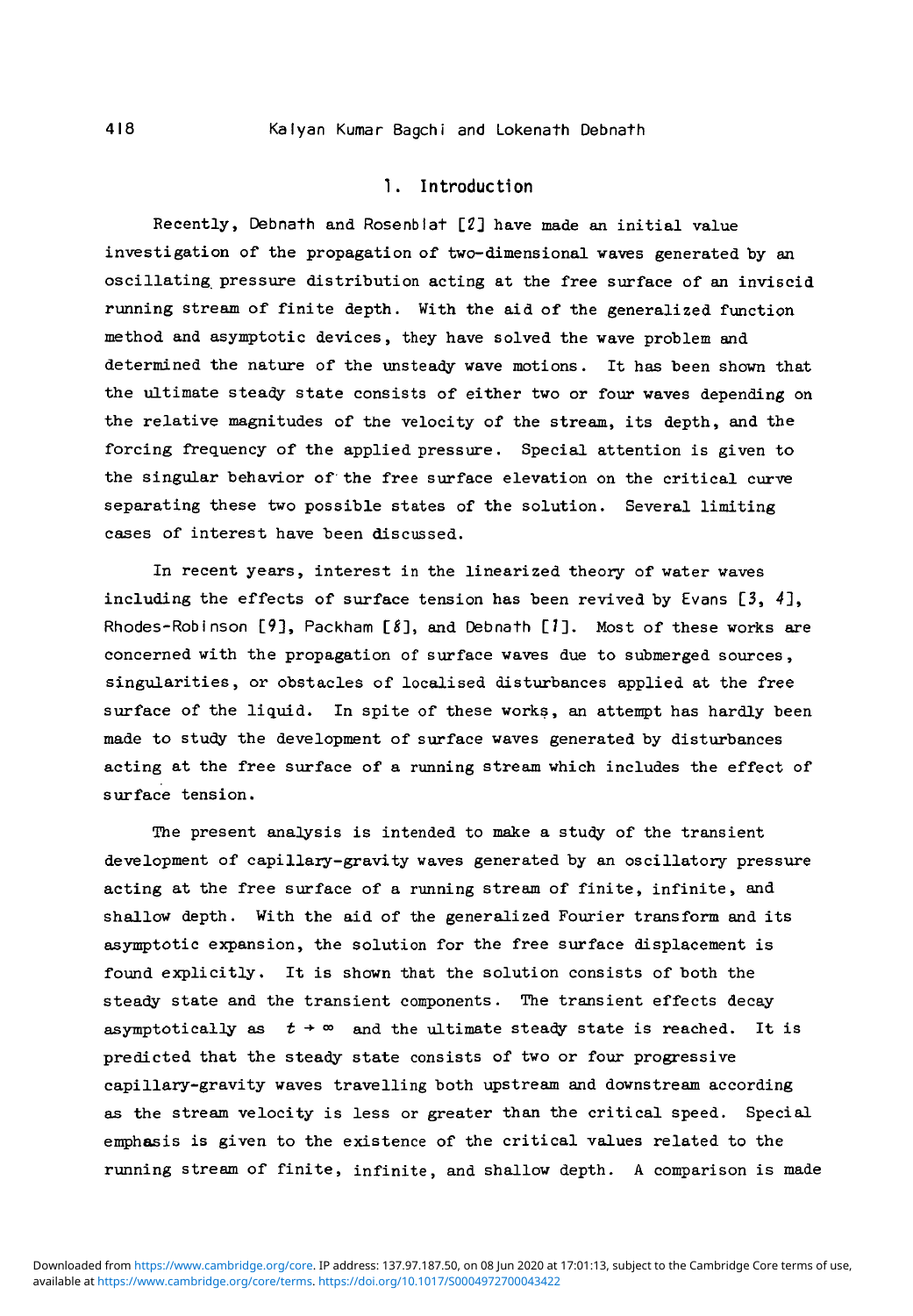## 1. Introduction

Recently, Debnath and Rosenblat [2] have made an initial value investigation of the propagation of two-dimensional waves generated by an oscillating pressure distribution acting at the free surface of an inviscid running stream of finite depth. With the aid of the generalized function method and asymptotic devices, they have solved the wave problem and determined the nature of the unsteady wave motions. It has been shown that the ultimate steady state consists of either two or four waves depending on the relative magnitudes of the velocity of the stream, its depth, and the forcing frequency of the applied pressure. Special attention is given to the singular behavior of the free surface elevation on the critical curve separating these two possible states of the solution. Several limiting cases of interest have been discussed.

In recent years, interest in the linearized theory of water waves including the effects of surface tension has been revived by Evans [3, 4], Rhodes-Robinson [9], Packham [8], and Debnath [1]. Most of these works are concerned with the propagation of surface waves due to submerged sources, singularities, or obstacles of localised disturbances applied at the free surface of the liquid. In spite of these works, an attempt has hardly been made to study the development of surface waves generated by disturbances acting at the free surface of a running stream which includes the effect of surface tension.

The present analysis is intended to make a study of the transient development of capillary-gravity waves generated by an oscillatory pressure acting at the free surface of a running stream of finite, infinite, and shallow depth. With the aid of the generalized Fourier transform and its asymptotic expansion, the solution for the free surface displacement is found explicitly. It is shown that the solution consists of both the steady state and the transient components. The transient effects decay asymptotically as $t \to \infty$ and the ultimate steady state is reached. It is predicted that the steady state consists of two or four progressive capillary-gravity waves travelling both upstream and downstream according as the stream velocity is less or greater than the critical speed. Special emphasis is given to the existence of the critical values related to the running stream of finite, infinite, and shallow depth. A comparison is made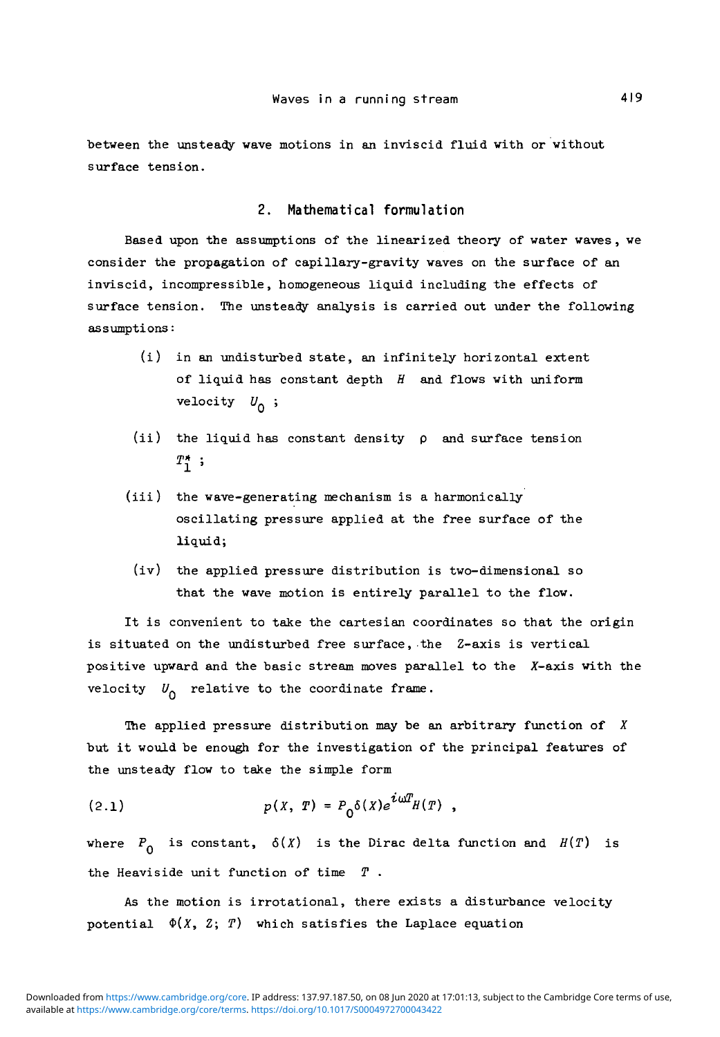between the unsteady wave motions in an inviscid fluid with or without surface tension.

## 2. Mathematical formulation

Based upon the assumptions of the linearized theory of water waves, we consider the propagation of capillary-gravity waves on the surface of an inviscid, incompressible, homogeneous liquid including the effects of surface tension. The unsteady analysis is carried out under the following assumptions:

(i) in an undisturbed state, an infinitely horizontal extent of liquid has constant depth $H$ and flows with uniform velocity $U_0$ ;

(ii) the liquid has constant density $\rho$ and surface tension $T_1^*$ ;

(iii) the wave-generating mechanism is a harmonically oscillating pressure applied at the free surface of the liquid;

(iv) the applied pressure distribution is two-dimensional so that the wave motion is entirely parallel to the flow.

It is convenient to take the cartesian coordinates so that the origin is situated on the undisturbed free surface, the $Z$-axis is vertical positive upward and the basic stream moves parallel to the $X$-axis with the velocity $U_0$ relative to the coordinate frame.

The applied pressure distribution may be an arbitrary function of $X$ but it would be enough for the investigation of the principal features of the unsteady flow to take the simple form

$$p(X,\ T) = P_0\delta(X)e^{i\omega T}H(T) \ , \tag{2.1}$$

where $P_0$ is constant, $\delta(X)$ is the Dirac delta function and $H(T)$ is the Heaviside unit function of time $T$ .

As the motion is irrotational, there exists a disturbance velocity potential $\Phi(X,\ Z;\ T)$ which satisfies the Laplace equation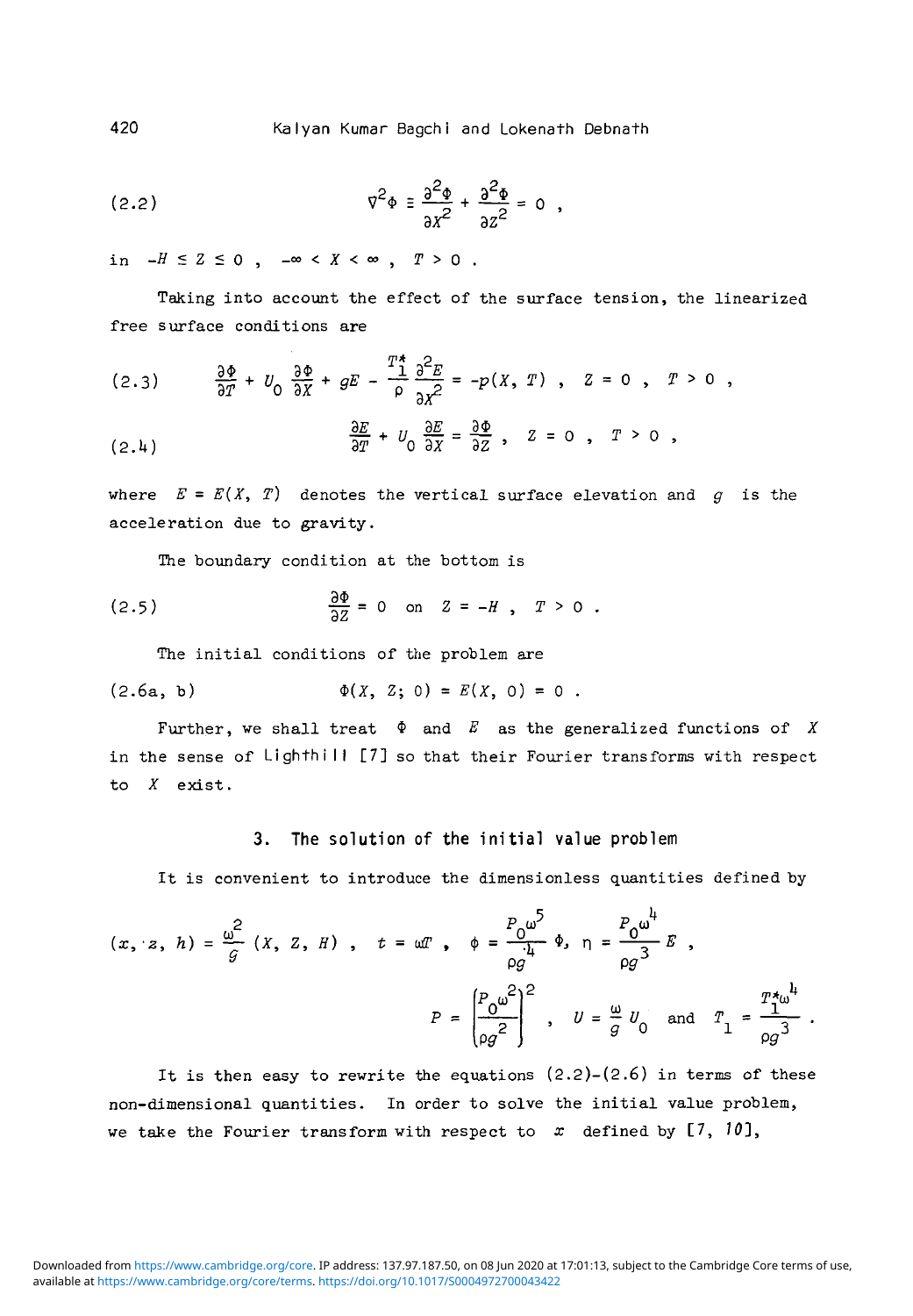$$\nabla^2 \Phi \equiv \frac{\partial^2 \Phi}{\partial X^2} + \frac{\partial^2 \Phi}{\partial Z^2} = 0 \ , \tag{2.2}$$

in $-H \le Z \le 0$ , $-\infty < X < \infty$ , $T > 0$ .

Taking into account the effect of the surface tension, the linearized free surface conditions are

$$\frac{\partial \Phi}{\partial T} + U_0 \frac{\partial \Phi}{\partial X} + gE - \frac{T_1^*}{\rho} \frac{\partial^2 E}{\partial X^2} = -p(X, T) \ , \quad Z = 0 \ , \quad T > 0 \ , \tag{2.3}$$

$$\frac{\partial E}{\partial T} + U_0 \frac{\partial E}{\partial X} = \frac{\partial \Phi}{\partial Z} \ , \quad Z = 0 \ , \quad T > 0 \ , \tag{2.4}$$

where $E = E(X, T)$ denotes the vertical surface elevation and $g$ is the acceleration due to gravity.

The boundary condition at the bottom is

$$\frac{\partial \Phi}{\partial Z} = 0 \quad \text{on} \quad Z = -H \ , \quad T > 0 \ . \tag{2.5}$$

The initial conditions of the problem are

$$\Phi(X, Z; 0) = E(X, 0) = 0 \ . \tag{2.6a, b}$$

Further, we shall treat $\Phi$ and $E$ as the generalized functions of $X$ in the sense of Lighthill [7] so that their Fourier transforms with respect to $X$ exist.

## 3. The solution of the initial value problem

It is convenient to introduce the dimensionless quantities defined by

$$(x, z, h) = \frac{\omega^2}{g}(X, Z, H) \ , \quad t = \omega T \ , \quad \phi = \frac{P_0 \omega^5}{\rho g^4} \Phi, \ \eta = \frac{P_0 \omega^4}{\rho g^3} E \ ,$$

$$P = \left(\frac{P_0 \omega^2}{\rho g^2}\right)^2 \ , \quad U = \frac{\omega}{g} U_0 \quad \text{and} \quad T_1 = \frac{T_1^* \omega^4}{\rho g^3} \ .$$

It is then easy to rewrite the equations (2.2)-(2.6) in terms of these non-dimensional quantities. In order to solve the initial value problem, we take the Fourier transform with respect to $x$ defined by [7, 10],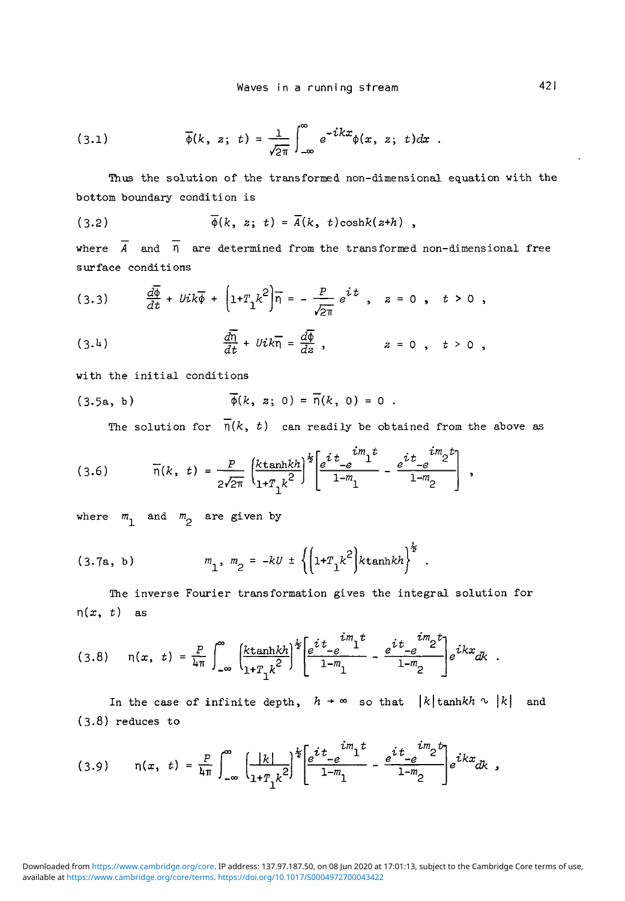$$\bar{\phi}(k,\ z;\ t) = \frac{1}{\sqrt{2\pi}} \int_{-\infty}^{\infty} e^{-ikx}\phi(x,\ z;\ t)dx\ . \tag{3.1}$$

Thus the solution of the transformed non-dimensional equation with the bottom boundary condition is

$$\bar{\phi}(k,\ z;\ t) = \bar{A}(k,\ t)\cosh k(z+h)\ , \tag{3.2}$$

where $\bar{A}$ and $\bar{\eta}$ are determined from the transformed non-dimensional free surface conditions

$$\frac{d\bar{\phi}}{dt} + Uik\bar{\phi} + \left(1+T_1k^2\right)\bar{\eta} = -\frac{P}{\sqrt{2\pi}}e^{it}\ ,\quad z = 0\ ,\quad t > 0\ , \tag{3.3}$$

$$\frac{d\bar{\eta}}{dt} + Uik\bar{\eta} = \frac{d\bar{\phi}}{dz}\ ,\qquad z = 0\ ,\quad t > 0\ , \tag{3.4}$$

with the initial conditions

$$\bar{\phi}(k,\ z;\ 0) = \bar{\eta}(k,\ 0) = 0\ . \tag{3.5a, b}$$

The solution for $\bar{\eta}(k,\ t)$ can readily be obtained from the above as

$$\bar{\eta}(k,\ t) = \frac{P}{2\sqrt{2\pi}}\left\{\frac{k\tanh kh}{1+T_1k^2}\right\}^{\frac{1}{2}}\left[\frac{e^{it}-e^{im_1t}}{1-m_1} - \frac{e^{it}-e^{im_2t}}{1-m_2}\right]\ , \tag{3.6}$$

where $m_1$ and $m_2$ are given by

$$m_1,\ m_2 = -kU \pm \left\{\left(1+T_1k^2\right)k\tanh kh\right\}^{\frac{1}{2}}\ . \tag{3.7a, b}$$

The inverse Fourier transformation gives the integral solution for $\eta(x,\ t)$ as

$$\eta(x,\ t) = \frac{P}{4\pi}\int_{-\infty}^{\infty}\left\{\frac{k\tanh kh}{1+T_1k^2}\right\}^{\frac{1}{2}}\left[\frac{e^{it}-e^{im_1t}}{1-m_1} - \frac{e^{it}-e^{im_2t}}{1-m_2}\right]e^{ikx}dk\ . \tag{3.8}$$

In the case of infinite depth, $h \to \infty$ so that $|k|\tanh kh \sim |k|$ and (3.8) reduces to

$$\eta(x,\ t) = \frac{P}{4\pi}\int_{-\infty}^{\infty}\left\{\frac{|k|}{1+T_1k^2}\right\}^{\frac{1}{2}}\left[\frac{e^{it}-e^{im_1t}}{1-m_1} - \frac{e^{it}-e^{im_2t}}{1-m_2}\right]e^{ikx}dk\ , \tag{3.9}$$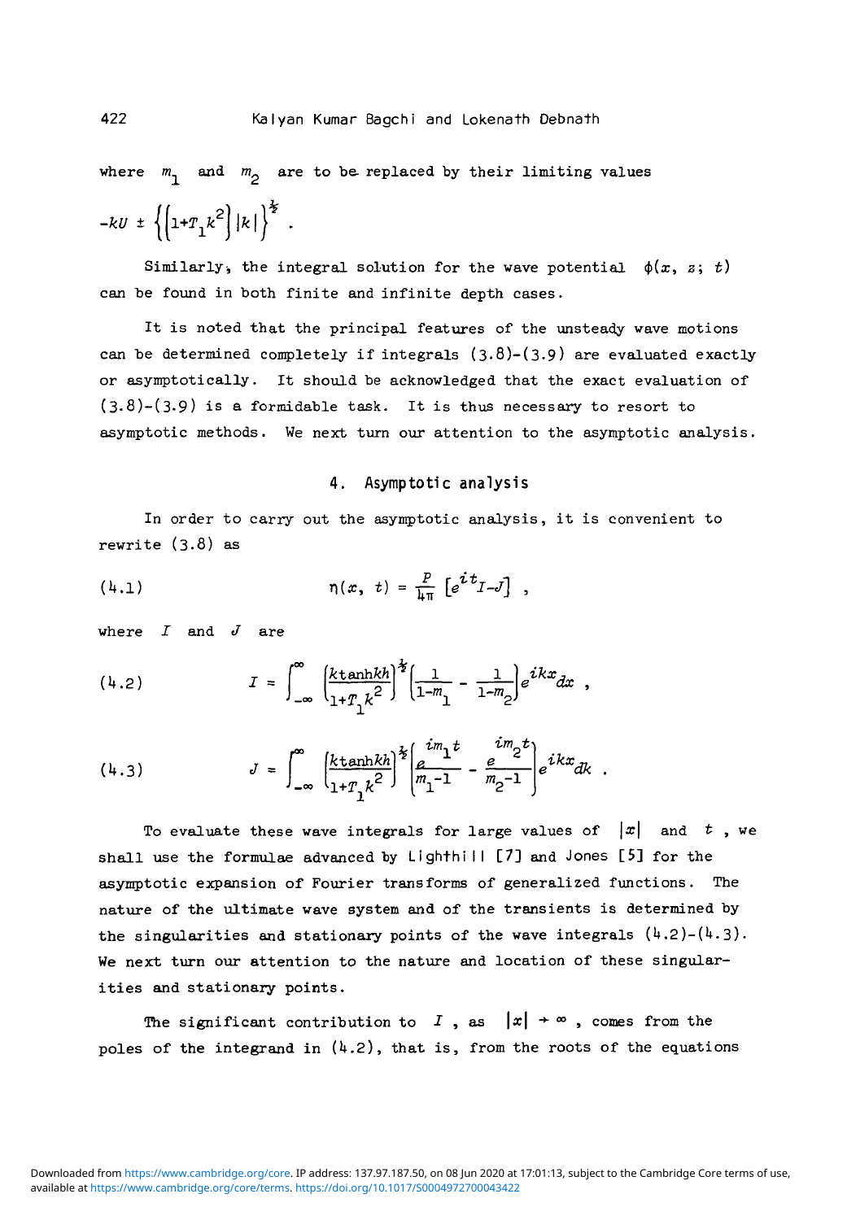where $m_1$ and $m_2$ are to be replaced by their limiting values $-kU \pm \left\{\left(1+T_1 k^2\right)|k|\right\}^{\frac{1}{2}}$.

Similarly, the integral solution for the wave potential $\phi(x, z; t)$ can be found in both finite and infinite depth cases.

It is noted that the principal features of the unsteady wave motions can be determined completely if integrals (3.8)-(3.9) are evaluated exactly or asymptotically. It should be acknowledged that the exact evaluation of (3.8)-(3.9) is a formidable task. It is thus necessary to resort to asymptotic methods. We next turn our attention to the asymptotic analysis.

## 4. Asymptotic analysis

In order to carry out the asymptotic analysis, it is convenient to rewrite (3.8) as

$$\eta(x, t) = \frac{P}{4\pi}\left[e^{it}I - J\right] , \tag{4.1}$$

where $I$ and $J$ are

$$I = \int_{-\infty}^{\infty} \left(\frac{k\tanh kh}{1+T_1 k^2}\right)^{\frac{1}{2}} \left(\frac{1}{1-m_1} - \frac{1}{1-m_2}\right) e^{ikx} dx , \tag{4.2}$$

$$J = \int_{-\infty}^{\infty} \left(\frac{k\tanh kh}{1+T_1 k^2}\right)^{\frac{1}{2}} \left(\frac{e^{im_1 t}}{m_1 - 1} - \frac{e^{im_2 t}}{m_2 - 1}\right) e^{ikx} dk . \tag{4.3}$$

To evaluate these wave integrals for large values of $|x|$ and $t$, we shall use the formulae advanced by Lighthill [7] and Jones [5] for the asymptotic expansion of Fourier transforms of generalized functions. The nature of the ultimate wave system and of the transients is determined by the singularities and stationary points of the wave integrals (4.2)-(4.3). We next turn our attention to the nature and location of these singularities and stationary points.

The significant contribution to $I$, as $|x| \to \infty$, comes from the poles of the integrand in (4.2), that is, from the roots of the equations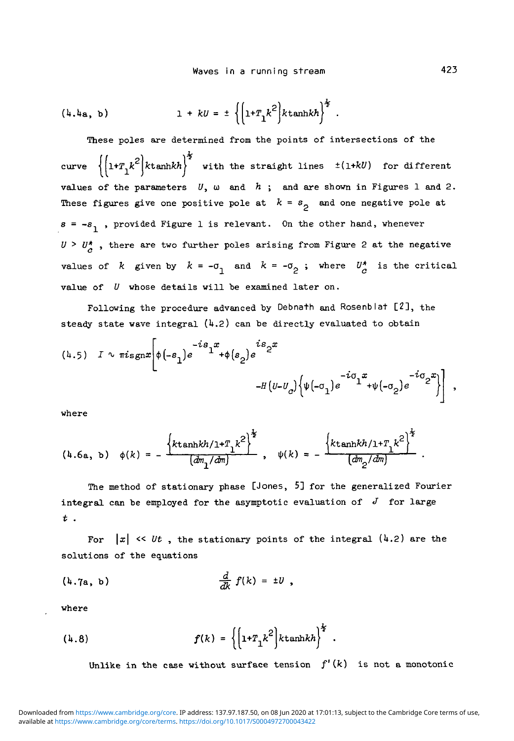$$(4.4\text{a, b}) \qquad 1 + kU = \pm \left\{\left(1+T_1k^2\right)k\tanh kh\right\}^{\frac{1}{2}} .$$

These poles are determined from the points of intersections of the curve $\left\{\left(1+T_1k^2\right)k\tanh kh\right\}^{\frac{1}{2}}$ with the straight lines $\pm(1+kU)$ for different values of the parameters $U$, $\omega$ and $h$ ; and are shown in Figures 1 and 2. These figures give one positive pole at $k = s_2$ and one negative pole at $s = -s_1$ , provided Figure 1 is relevant. On the other hand, whenever $U > U_c^*$ , there are two further poles arising from Figure 2 at the negative values of $k$ given by $k = -\sigma_1$ and $k = -\sigma_2$ ; where $U_c^*$ is the critical value of $U$ whose details will be examined later on.

Following the procedure advanced by Debnath and Rosenblat [2], the steady state wave integral (4.2) can be directly evaluated to obtain

$$(4.5) \quad I \sim \pi i \operatorname{sgn} x \left[\phi\left(-s_1\right)e^{-is_1x}+\phi\left(s_2\right)e^{is_2x} -H\left(U-U_c\right)\left\{\psi\left(-\sigma_1\right)e^{-i\sigma_1x}+\psi\left(-\sigma_2\right)e^{-i\sigma_2x}\right\}\right] ,$$

where

$$(4.6\text{a, b}) \quad \phi(k) = -\frac{\left\{k\tanh kh/1+T_1k^2\right\}^{\frac{1}{2}}}{\left(dm_1/dm\right)} , \quad \psi(k) = -\frac{\left\{k\tanh kh/1+T_1k^2\right\}^{\frac{1}{2}}}{\left(dm_2/dm\right)} .$$

The method of stationary phase [Jones, 5] for the generalized Fourier integral can be employed for the asymptotic evaluation of $J$ for large $t$ .

For $|x| << Ut$ , the stationary points of the integral (4.2) are the solutions of the equations

$$(4.7\text{a, b}) \qquad \frac{d}{dk} f(k) = \pm U ,$$

where

$$(4.8) \qquad f(k) = \left\{\left(1+T_1k^2\right)k\tanh kh\right\}^{\frac{1}{2}} .$$

Unlike in the case without surface tension $f'(k)$ is not a monotonic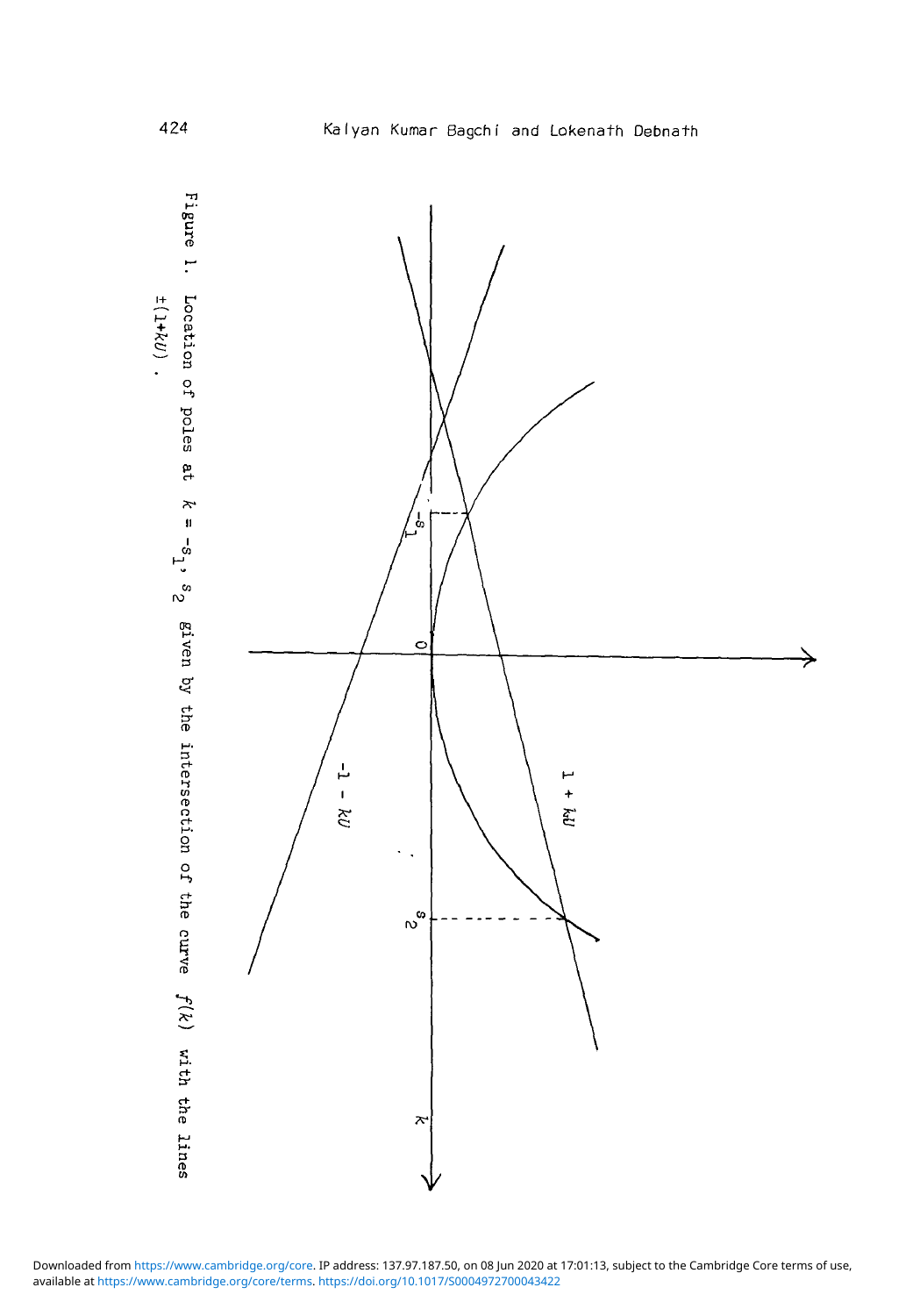Figure 1. Location of poles at $k = -s_1, s_2$ given by the intersection of the curve $f(k)$ with the lines $\pm(1+kU)$.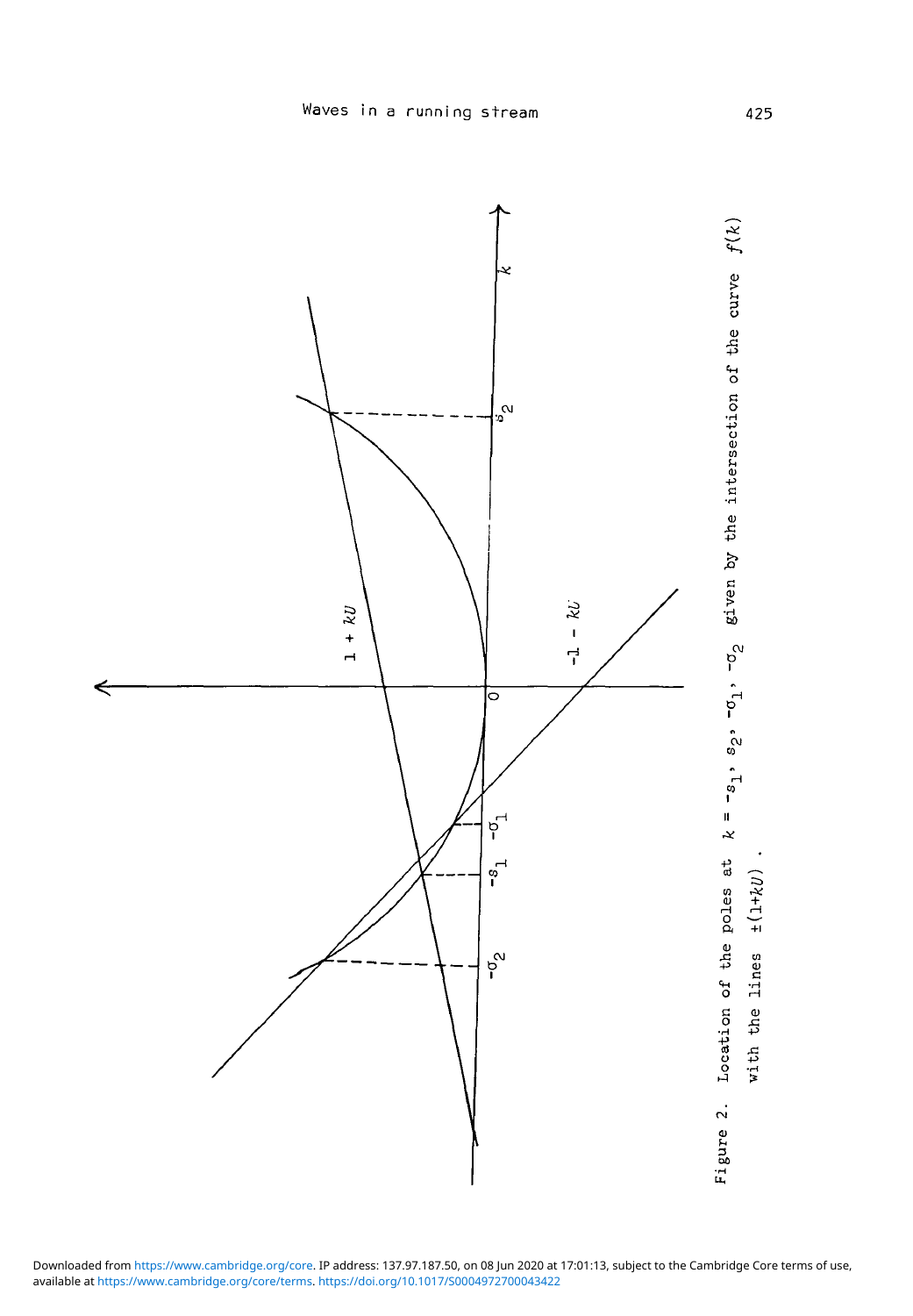Figure 2. Location of the poles at $k = -s_1,\ s_2,\ -\sigma_1,\ -\sigma_2$ given by the intersection of the curve $f(k)$ with the lines $\pm(1+kU)$ .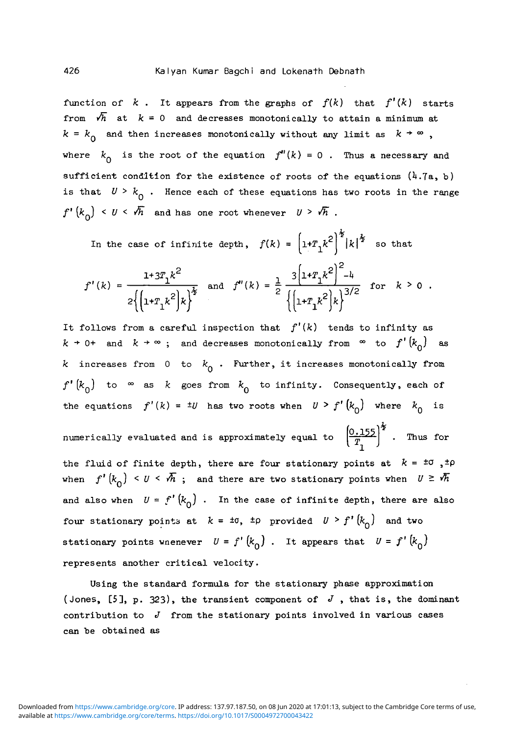function of $k$. It appears from the graphs of $f(k)$ that $f'(k)$ starts from $\sqrt{h}$ at $k = 0$ and decreases monotonically to attain a minimum at $k = k_0$ and then increases monotonically without any limit as $k \to \infty$, where $k_0$ is the root of the equation $f''(k) = 0$. Thus a necessary and sufficient condition for the existence of roots of the equations (4.7a, b) is that $U > k_0$. Hence each of these equations has two roots in the range $f'(k_0) < U < \sqrt{h}$ and has one root whenever $U > \sqrt{h}$.

In the case of infinite depth, $f(k) = \left(1+T_1k^2\right)^{\frac{1}{2}}|k|^{\frac{1}{2}}$ so that

$$f'(k) = \frac{1+3T_1k^2}{2\left\{\left(1+T_1k^2\right)k\right\}^{\frac{1}{2}}} \quad \text{and} \quad f''(k) = \frac{1}{2}\,\frac{3\left(1+T_1k^2\right)^2-4}{\left\{\left(1+T_1k^2\right)k\right\}^{3/2}} \quad \text{for} \quad k > 0 \; .$$

It follows from a careful inspection that $f'(k)$ tends to infinity as $k \to 0+$ and $k \to \infty$; and decreases monotonically from $\infty$ to $f'(k_0)$ as $k$ increases from $0$ to $k_0$. Further, it increases monotonically from $f'(k_0)$ to $\infty$ as $k$ goes from $k_0$ to infinity. Consequently, each of the equations $f'(k) = \pm U$ has two roots when $U > f'(k_0)$ where $k_0$ is numerically evaluated and is approximately equal to $\left(\frac{0.155}{T_1}\right)^{\frac{1}{2}}$. Thus for the fluid of finite depth, there are four stationary points at $k = \pm\sigma, \pm\rho$ when $f'(k_0) < U < \sqrt{h}$; and there are two stationary points when $U \geq \sqrt{h}$ and also when $U = f'(k_0)$. In the case of infinite depth, there are also four stationary points at $k = \pm\sigma, \pm\rho$ provided $U > f'(k_0)$ and two stationary points whenever $U = f'(k_0)$. It appears that $U = f'(k_0)$ represents another critical velocity.

Using the standard formula for the stationary phase approximation (Jones, [5], p. 323), the transient component of $J$, that is, the dominant contribution to $J$ from the stationary points involved in various cases can be obtained as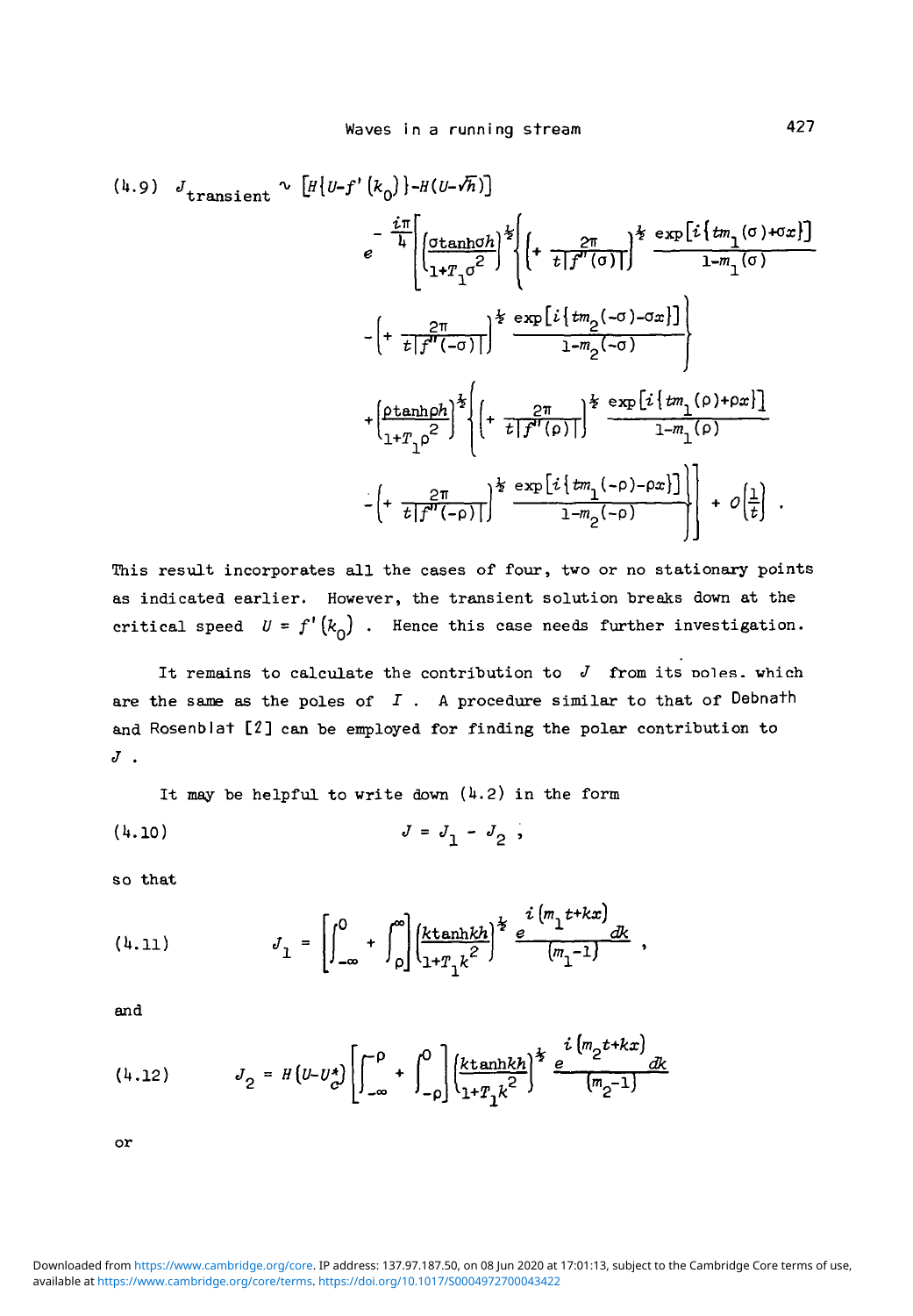$$(4.9)\quad J_{\text{transient}} \sim \left[H\{U-f'(k_0)\}-H(U-\sqrt{h})\right] e^{-\frac{i\pi}{4}}\left[\left(\frac{\sigma\tanh\sigma h}{1+T_1\sigma^2}\right)^{\frac{1}{2}}\left\{\left(+\frac{2\pi}{t|f''(\sigma)|}\right)^{\frac{1}{2}}\frac{\exp[i\{tm_1(\sigma)+\sigma x\}]}{1-m_1(\sigma)}\right.\right.$$

$$\left.-\left(+\frac{2\pi}{t|f''(-\sigma)|}\right)^{\frac{1}{2}}\frac{\exp[i\{tm_2(-\sigma)-\sigma x\}]}{1-m_2(-\sigma)}\right\}$$

$$+\left(\frac{\rho\tanh\rho h}{1+T_1\rho^2}\right)^{\frac{1}{2}}\left\{\left(+\frac{2\pi}{t|f''(\rho)|}\right)^{\frac{1}{2}}\frac{\exp[i\{tm_1(\rho)+\rho x\}]}{1-m_1(\rho)}\right.$$

$$\left.\left.-\left(+\frac{2\pi}{t|f''(-\rho)|}\right)^{\frac{1}{2}}\frac{\exp[i\{tm_1(-\rho)-\rho x\}]}{1-m_2(-\rho)}\right\}\right]+O\left(\frac{1}{t}\right).$$

This result incorporates all the cases of four, two or no stationary points as indicated earlier. However, the transient solution breaks down at the critical speed $U = f'(k_0)$. Hence this case needs further investigation.

It remains to calculate the contribution to $J$ from its poles, which are the same as the poles of $I$. A procedure similar to that of Debnath and Rosenblat [2] can be employed for finding the polar contribution to $J$.

It may be helpful to write down (4.2) in the form

$$(4.10)\qquad J = J_1 - J_2 ,$$

so that

$$(4.11)\qquad J_1 = \left[\int_{-\infty}^{0}+\int_{\rho}^{\infty}\right]\left(\frac{k\tanh kh}{1+T_1k^2}\right)^{\frac{1}{2}}\frac{e^{i(m_1t+kx)}}{(m_1-1)}dk ,$$

and

$$(4.12)\qquad J_2 = H(U-U_c^*)\left[\int_{-\infty}^{-\rho}+\int_{-\rho}^{0}\right]\left(\frac{k\tanh kh}{1+T_1k^2}\right)^{\frac{1}{2}}\frac{e^{i(m_2t+kx)}}{(m_2-1)}dk$$

or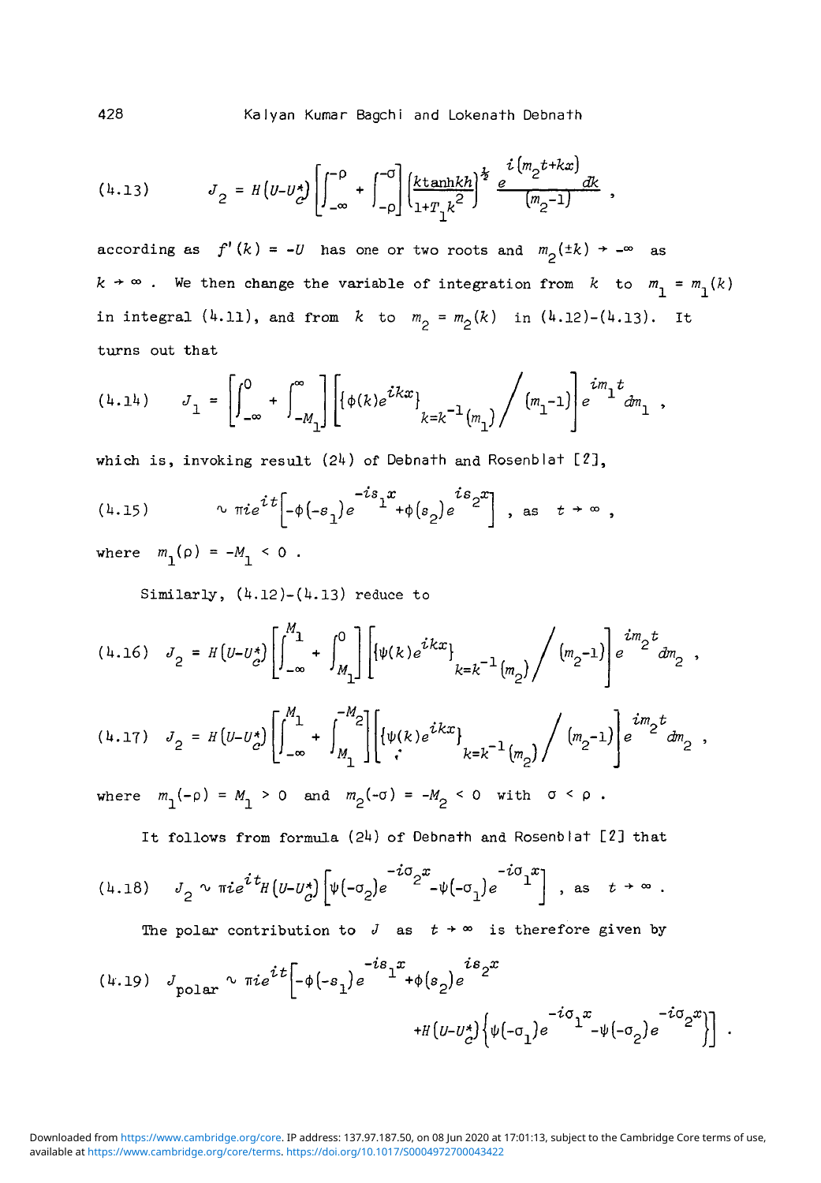$$(4.13) \qquad J_2 = H\left(U-U_c^*\right)\left[\int_{-\infty}^{-\rho} + \int_{-\rho}^{-\sigma}\right]\left(\frac{k\tanh kh}{1+T_1k^2}\right)^{\frac{1}{2}} \frac{e^{i\left(m_2t+kx\right)}}{\left(m_2-1\right)}\,dk ,$$

according to as $f'(k) = -U$ has one or two roots and $m_2(\pm k) \to -\infty$ as $k \to \infty$. We then change the variable of integration from $k$ to $m_1 = m_1(k)$ in integral (4.11), and from $k$ to $m_2 = m_2(k)$ in (4.12)-(4.13). It turns out that

$$(4.14) \qquad J_1 = \left[\int_{-\infty}^{0} + \int_{-M_1}^{\infty}\right]\left[\left\{\phi(k)e^{ikx}\right\}_{k=k^{-1}(m_1)} \Big/ \left(m_1-1\right)\right] e^{im_1t}\,dm_1 ,$$

which is, invoking result (24) of Debnath and Rosenblat [2],

$$(4.15) \qquad \sim \pi i e^{it}\left[-\phi\left(-s_1\right)e^{-is_1x}+\phi\left(s_2\right)e^{is_2x}\right] , \text{ as } t \to \infty ,$$

where $m_1(\rho) = -M_1 < 0$.

Similarly, (4.12)-(4.13) reduce to

$$(4.16) \quad J_2 = H\left(U-U_c^*\right)\left[\int_{-\infty}^{M_1} + \int_{M_1}^{0}\right]\left[\left\{\psi(k)e^{ikx}\right\}_{k=k^{-1}(m_2)} \Big/ \left(m_2-1\right)\right] e^{im_2t}\,dm_2 ,$$

$$(4.17) \quad J_2 = H\left(U-U_c^*\right)\left[\int_{-\infty}^{M_1} + \int_{M_1}^{-M_2}\right]\left[\left\{\psi(k)e^{ikx}\right\}_{k=k^{-1}(m_2)} \Big/ \left(m_2-1\right)\right] e^{im_2t}\,dm_2 ,$$

where $m_1(-\rho) = M_1 > 0$ and $m_2(-\sigma) = -M_2 < 0$ with $\sigma < \rho$.

It follows from formula (24) of Debnath and Rosenblat [2] that

$$(4.18) \quad J_2 \sim \pi i e^{it}H\left(U-U_c^*\right)\left[\psi\left(-\sigma_2\right)e^{-i\sigma_2x}-\psi\left(-\sigma_1\right)e^{-i\sigma_1x}\right] , \text{ as } t \to \infty .$$

The polar contribution to $J$ as $t \to \infty$ is therefore given by

$$(4.19) \quad J_{\text{polar}} \sim \pi i e^{it}\Big[-\phi\left(-s_1\right)e^{-is_1x}+\phi\left(s_2\right)e^{is_2x} +H\left(U-U_c^*\right)\left\{\psi\left(-\sigma_1\right)e^{-i\sigma_1x}-\psi\left(-\sigma_2\right)e^{-i\sigma_2x}\right\}\Big] .$$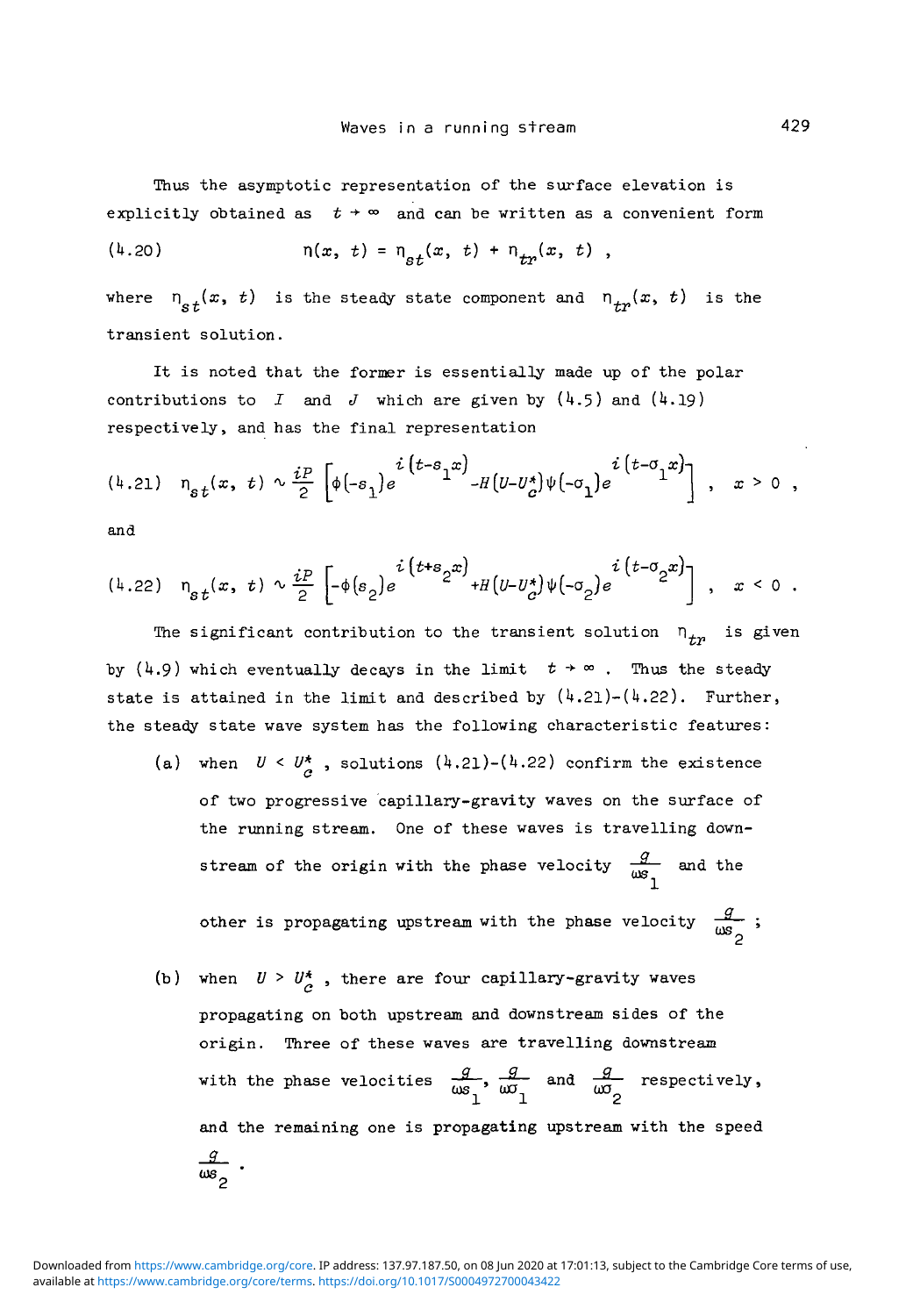Thus the asymptotic representation of the surface elevation is explicitly obtained as $t \to \infty$ and can be written as a convenient form

$$\eta(x, t) = \eta_{st}(x, t) + \eta_{tr}(x, t) , \tag{4.20}$$

where $\eta_{st}(x, t)$ is the steady state component and $\eta_{tr}(x, t)$ is the transient solution.

It is noted that the former is essentially made up of the polar contributions to $I$ and $J$ which are given by (4.5) and (4.19) respectively, and has the final representation

$$\eta_{st}(x, t) \sim \frac{iP}{2}\left[\phi(-s_1)e^{i(t-s_1x)} - H(U-U_c^*)\psi(-\sigma_1)e^{i(t-\sigma_1x)}\right] , \quad x > 0 , \tag{4.21}$$

and

$$\eta_{st}(x, t) \sim \frac{iP}{2}\left[-\phi(s_2)e^{i(t+s_2x)} + H(U-U_c^*)\psi(-\sigma_2)e^{i(t-\sigma_2x)}\right] , \quad x < 0 . \tag{4.22}$$

The significant contribution to the transient solution $\eta_{tr}$ is given by (4.9) which eventually decays in the limit $t \to \infty$. Thus the steady state is attained in the limit and described by (4.21)-(4.22). Further, the steady state wave system has the following characteristic features:

(a) when $U < U_c^*$, solutions (4.21)-(4.22) confirm the existence of two progressive capillary-gravity waves on the surface of the running stream. One of these waves is travelling downstream of the origin with the phase velocity $\frac{g}{\omega s_1}$ and the other is propagating upstream with the phase velocity $\frac{g}{\omega s_2}$;

(b) when $U > U_c^*$, there are four capillary-gravity waves propagating on both upstream and downstream sides of the origin. Three of these waves are travelling downstream with the phase velocities $\frac{g}{\omega s_1}$, $\frac{g}{\omega \sigma_1}$ and $\frac{g}{\omega \sigma_2}$ respectively, and the remaining one is propagating upstream with the speed $\frac{g}{\omega s_2}$.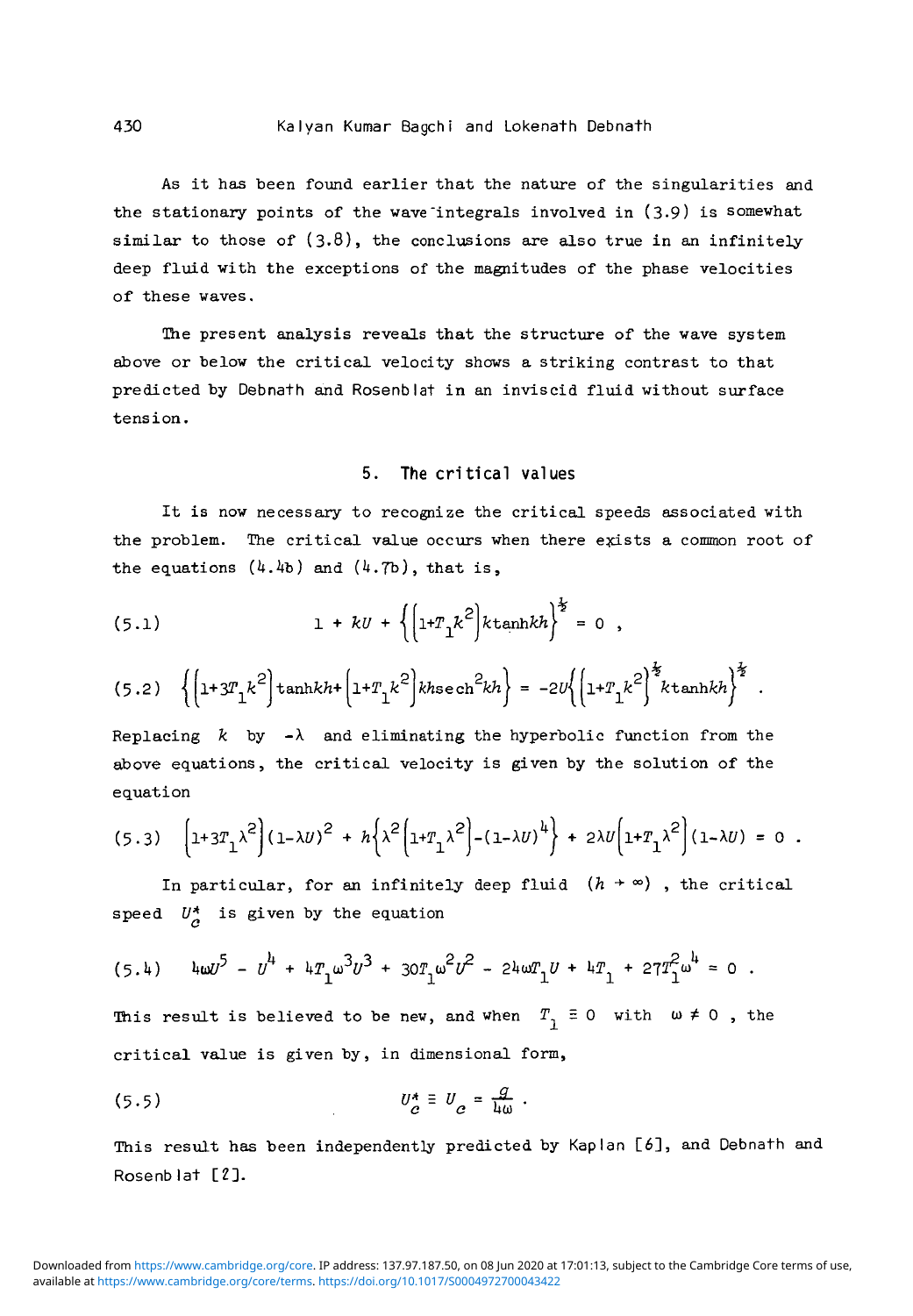As it has been found earlier that the nature of the singularities and the stationary points of the wave-integrals involved in (3.9) is somewhat similar to those of (3.8), the conclusions are also true in an infinitely deep fluid with the exceptions of the magnitudes of the phase velocities of these waves.

The present analysis reveals that the structure of the wave system above or below the critical velocity shows a striking contrast to that predicted by Debnath and Rosenblat in an inviscid fluid without surface tension.

## 5. The critical values

It is now necessary to recognize the critical speeds associated with the problem. The critical value occurs when there exists a common root of the equations (4.4b) and (4.7b), that is,

$$1 + kU + \left\{\left(1+T_1k^2\right)k\tanh kh\right\}^{\frac{1}{2}} = 0 \ , \tag{5.1}$$

$$\left\{\left(1+3T_1k^2\right)\tanh kh+\left(1+T_1k^2\right)kh\operatorname{sech}^2 kh\right\} = -2U\left\{\left(1+T_1k^2\right)^{\frac{1}{2}}k\tanh kh\right\}^{\frac{1}{2}} . \tag{5.2}$$

Replacing $k$ by $-\lambda$ and eliminating the hyperbolic function from the above equations, the critical velocity is given by the solution of the equation

$$\left(1+3T_1\lambda^2\right)(1-\lambda U)^2 + h\left\{\lambda^2\left(1+T_1\lambda^2\right)-(1-\lambda U)^4\right\} + 2\lambda U\left(1+T_1\lambda^2\right)(1-\lambda U) = 0 \ . \tag{5.3}$$

In particular, for an infinitely deep fluid $(h \to \infty)$, the critical speed $U_c^*$ is given by the equation

$$4\omega U^5 - U^4 + 4T_1\omega^3U^3 + 30T_1\omega^2U^2 - 24\omega T_1 U + 4T_1 + 27T_1^2\omega^4 = 0 \ . \tag{5.4}$$

This result is believed to be new, and when $T_1 \equiv 0$ with $\omega \neq 0$, the critical value is given by, in dimensional form,

$$U_c^* \equiv U_c = \frac{g}{4\omega} \ . \tag{5.5}$$

This result has been independently predicted by Kaplan [6], and Debnath and Rosenblat [2].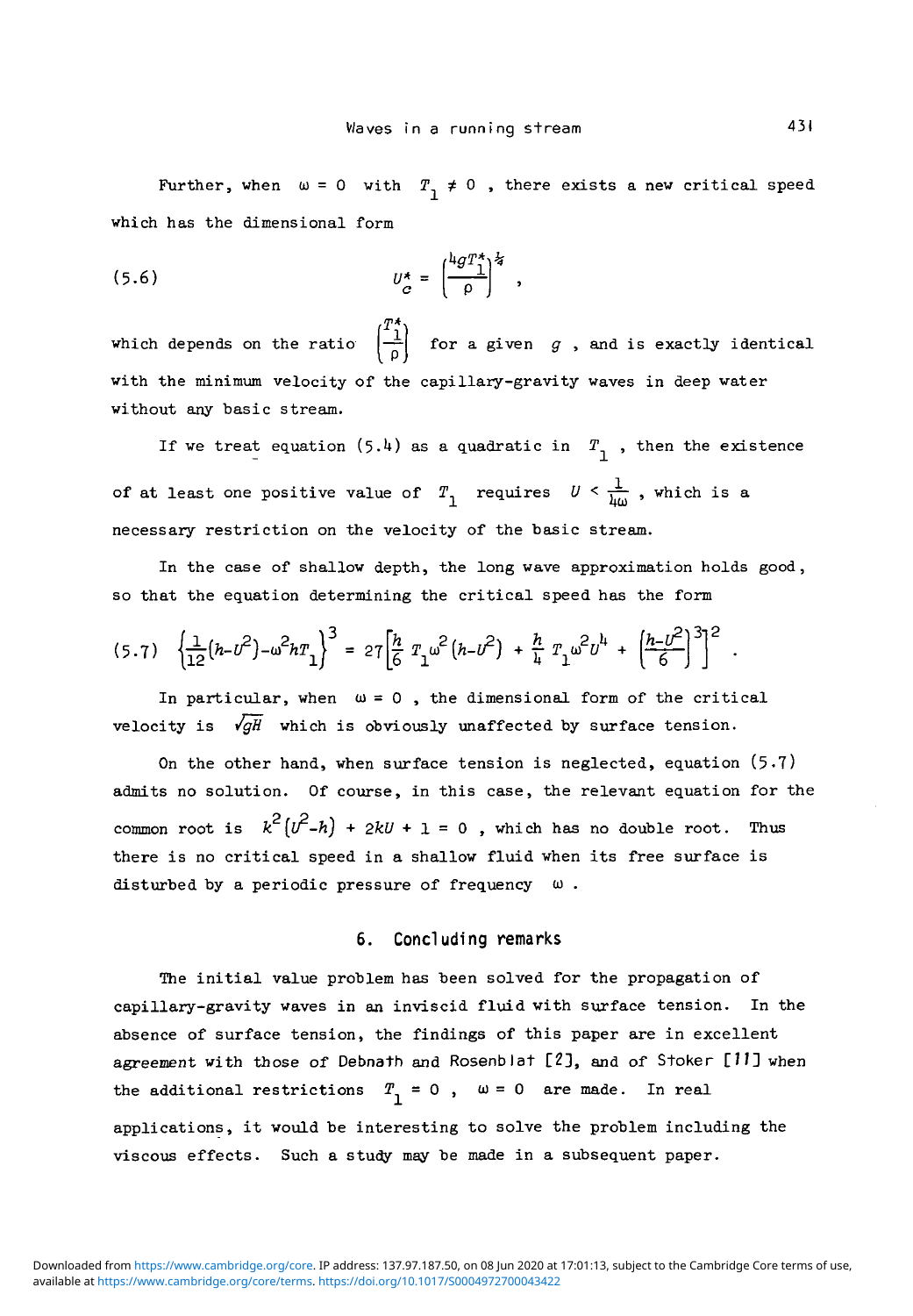Further, when $\omega = 0$ with $T_1 \neq 0$, there exists a new critical speed which has the dimensional form

$$(5.6) \qquad U_c^* = \left(\frac{4gT_1^*}{\rho}\right)^{\frac{1}{4}},$$

which depends on the ratio $\left(\frac{T_1^*}{\rho}\right)$ for a given $g$, and is exactly identical with the minimum velocity of the capillary-gravity waves in deep water without any basic stream.

If we treat equation (5.4) as a quadratic in $T_1$, then the existence of at least one positive value of $T_1$ requires $U < \frac{1}{4\omega}$, which is a necessary restriction on the velocity of the basic stream.

In the case of shallow depth, the long wave approximation holds good, so that the equation determining the critical speed has the form

$$(5.7) \quad \left\{\frac{1}{12}\left(h-U^2\right)-\omega^2 hT_1\right\}^3 = 27\left[\frac{h}{6}\,T_1\omega^2\left(h-U^2\right) + \frac{h}{4}\,T_1\omega^2 U^4 + \left(\frac{h-U^2}{6}\right)^3\right]^2 .$$

In particular, when $\omega = 0$, the dimensional form of the critical velocity is $\sqrt{gH}$ which is obviously unaffected by surface tension.

On the other hand, when surface tension is neglected, equation (5.7) admits no solution. Of course, in this case, the relevant equation for the common root is $k^2\left(U^2-h\right) + 2kU + 1 = 0$, which has no double root. Thus there is no critical speed in a shallow fluid when its free surface is disturbed by a periodic pressure of frequency $\omega$.

## 6. Concluding remarks

The initial value problem has been solved for the propagation of capillary-gravity waves in an inviscid fluid with surface tension. In the absence of surface tension, the findings of this paper are in excellent agreement with those of Debnath and Rosenblat [2], and of Stoker [11] when the additional restrictions $T_1 = 0$, $\omega = 0$ are made. In real applications, it would be interesting to solve the problem including the viscous effects. Such a study may be made in a subsequent paper.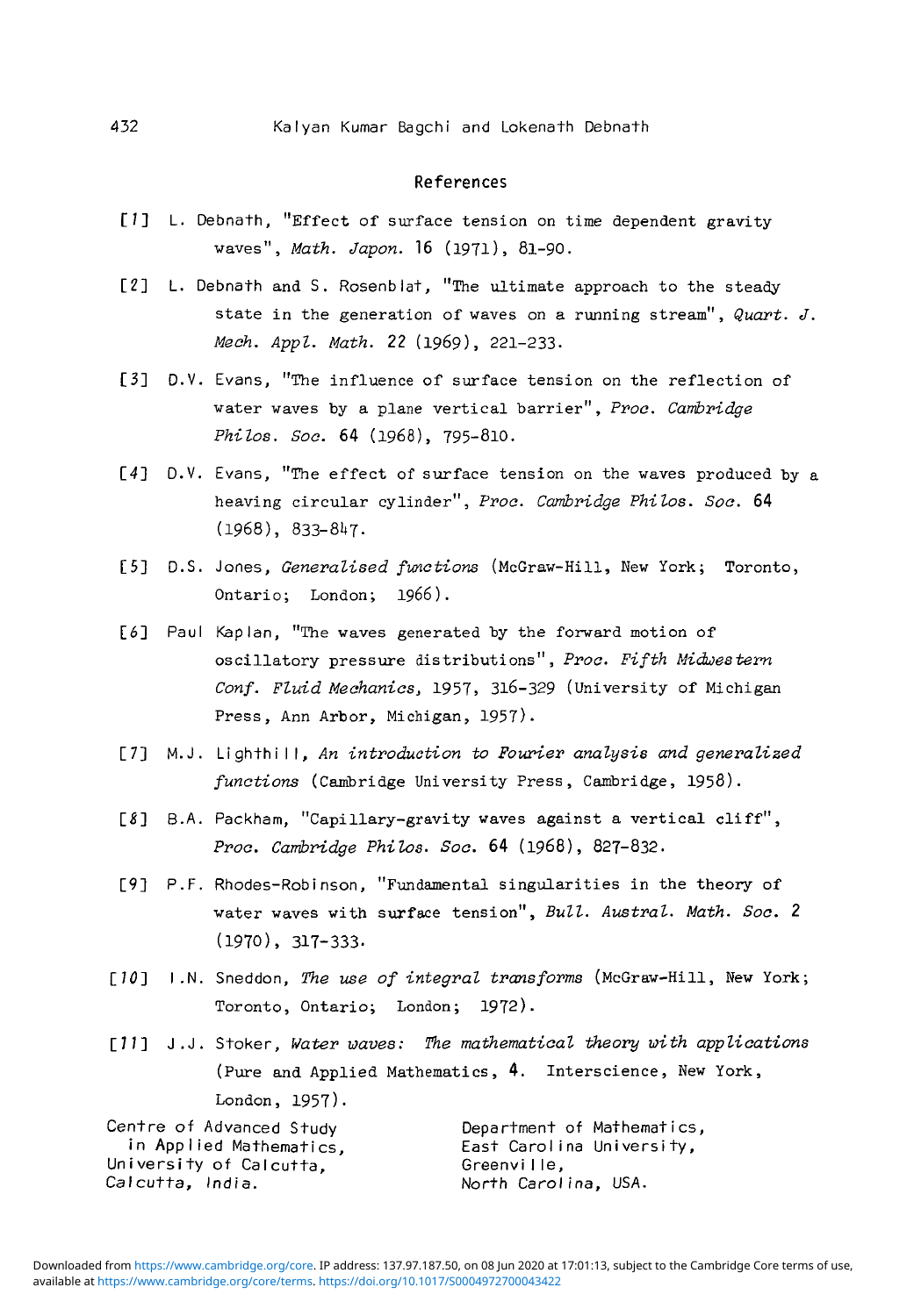## References

[1] L. Debnath, "Effect of surface tension on time dependent gravity waves", *Math. Japon.* 16 (1971), 81-90.

[2] L. Debnath and S. Rosenblat, "The ultimate approach to the steady state in the generation of waves on a running stream", *Quart. J. Mech. Appl. Math.* 22 (1969), 221-233.

[3] D.V. Evans, "The influence of surface tension on the reflection of water waves by a plane vertical barrier", *Proc. Cambridge Philos. Soc.* 64 (1968), 795-810.

[4] D.V. Evans, "The effect of surface tension on the waves produced by a heaving circular cylinder", *Proc. Cambridge Philos. Soc.* 64 (1968), 833-847.

[5] D.S. Jones, *Generalised functions* (McGraw-Hill, New York; Toronto, Ontario; London; 1966).

[6] Paul Kaplan, "The waves generated by the forward motion of oscillatory pressure distributions", *Proc. Fifth Midwestern Conf. Fluid Mechanics*, 1957, 316-329 (University of Michigan Press, Ann Arbor, Michigan, 1957).

[7] M.J. Lighthill, *An introduction to Fourier analysis and generalized functions* (Cambridge University Press, Cambridge, 1958).

[8] B.A. Packham, "Capillary-gravity waves against a vertical cliff", *Proc. Cambridge Philos. Soc.* 64 (1968), 827-832.

[9] P.F. Rhodes-Robinson, "Fundamental singularities in the theory of water waves with surface tension", *Bull. Austral. Math. Soc.* 2 (1970), 317-333.

[10] I.N. Sneddon, *The use of integral transforms* (McGraw-Hill, New York; Toronto, Ontario; London; 1972).

[11] J.J. Stoker, *Water waves: The mathematical theory with applications* (Pure and Applied Mathematics, 4. Interscience, New York, London, 1957).

Centre of Advanced Study
in Applied Mathematics,
University of Calcutta,
Calcutta, India.

Department of Mathematics,
East Carolina University,
Greenville,
North Carolina, USA.